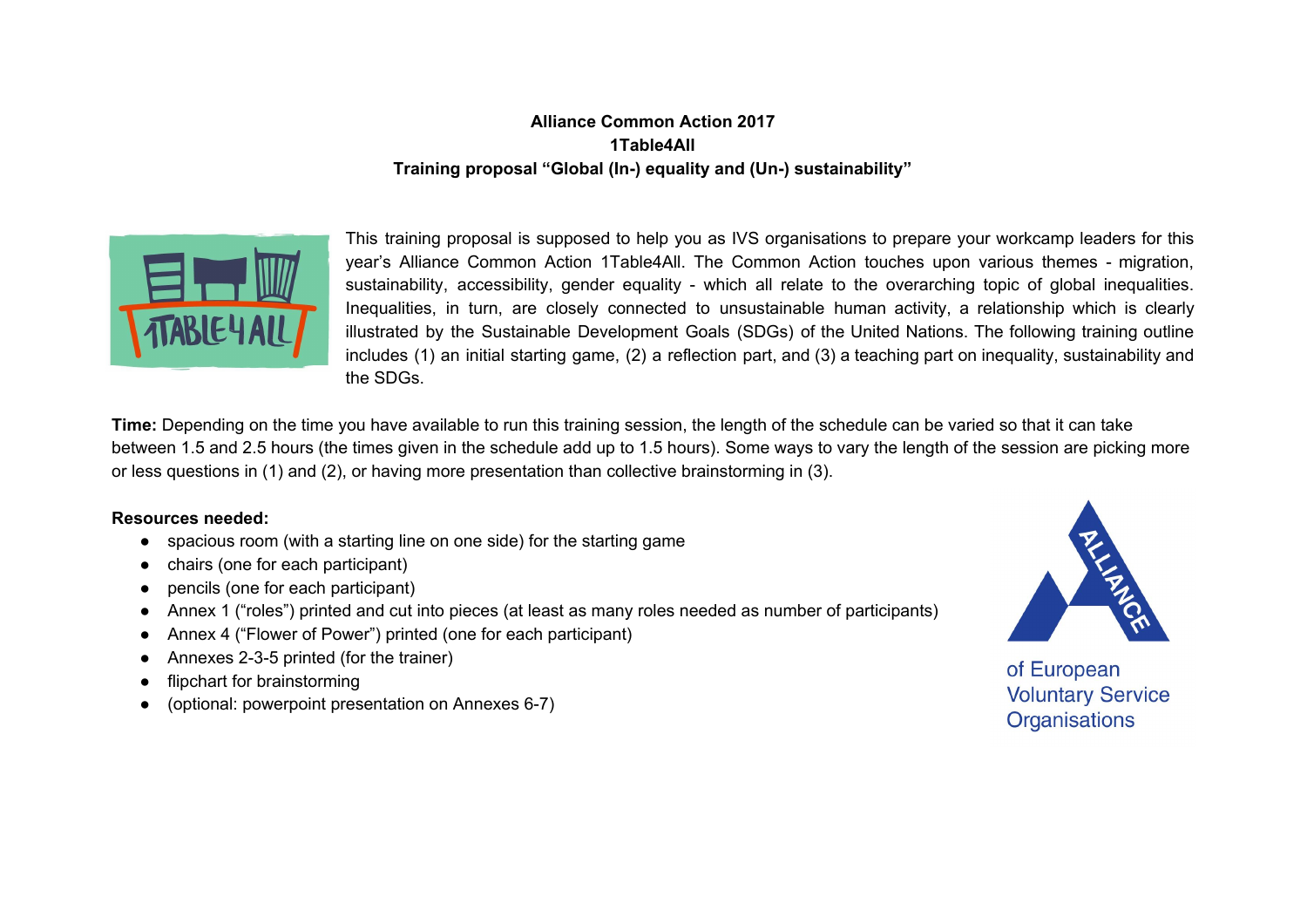**Alliance Common Action 2017**
**1Table4All**
**Training proposal "Global (In-) equality and (Un-) sustainability"**

This training proposal is supposed to help you as IVS organisations to prepare your workcamp leaders for this year's Alliance Common Action 1Table4All. The Common Action touches upon various themes - migration, sustainability, accessibility, gender equality - which all relate to the overarching topic of global inequalities. Inequalities, in turn, are closely connected to unsustainable human activity, a relationship which is clearly illustrated by the Sustainable Development Goals (SDGs) of the United Nations. The following training outline includes (1) an initial starting game, (2) a reflection part, and (3) a teaching part on inequality, sustainability and the SDGs.

**Time:** Depending on the time you have available to run this training session, the length of the schedule can be varied so that it can take between 1.5 and 2.5 hours (the times given in the schedule add up to 1.5 hours). Some ways to vary the length of the session are picking more or less questions in (1) and (2), or having more presentation than collective brainstorming in (3).

**Resources needed:**

- spacious room (with a starting line on one side) for the starting game
- chairs (one for each participant)
- pencils (one for each participant)
- Annex 1 ("roles") printed and cut into pieces (at least as many roles needed as number of participants)
- Annex 4 ("Flower of Power") printed (one for each participant)
- Annexes 2-3-5 printed (for the trainer)
- flipchart for brainstorming
- (optional: powerpoint presentation on Annexes 6-7)

ALLIANCE of European Voluntary Service Organisations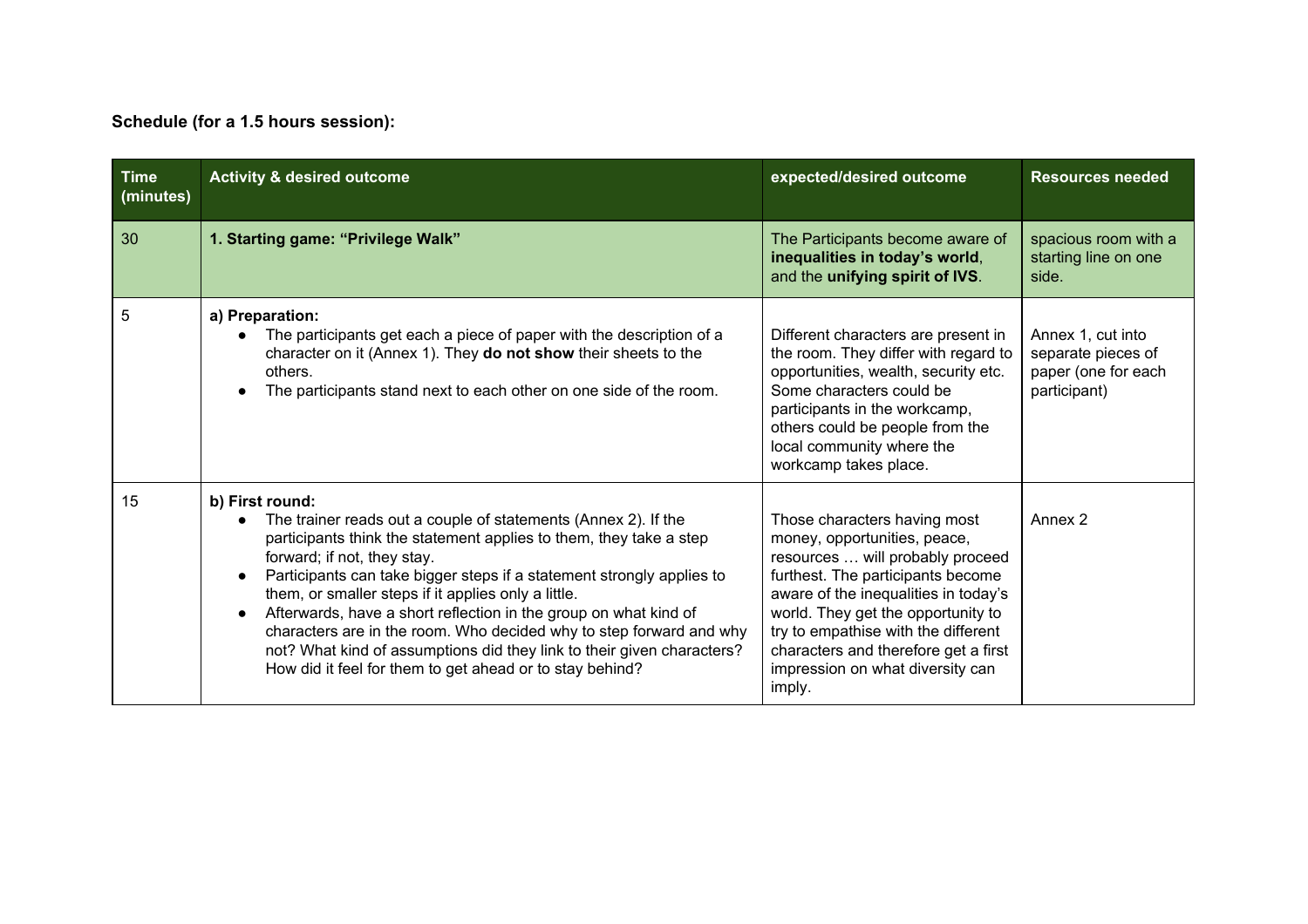**Schedule (for a 1.5 hours session):**

| Time (minutes) | Activity & desired outcome | expected/desired outcome | Resources needed |
|---|---|---|---|
| 30 | **1. Starting game: "Privilege Walk"** | The Participants become aware of **inequalities in today's world**, and the **unifying spirit of IVS**. | spacious room with a starting line on one side. |
| 5 | **a) Preparation:**<br>• The participants get each a piece of paper with the description of a character on it (Annex 1). They **do not show** their sheets to the others.<br>• The participants stand next to each other on one side of the room. | Different characters are present in the room. They differ with regard to opportunities, wealth, security etc. Some characters could be participants in the workcamp, others could be people from the local community where the workcamp takes place. | Annex 1, cut into separate pieces of paper (one for each participant) |
| 15 | **b) First round:**<br>• The trainer reads out a couple of statements (Annex 2). If the participants think the statement applies to them, they take a step forward; if not, they stay.<br>• Participants can take bigger steps if a statement strongly applies to them, or smaller steps if it applies only a little.<br>• Afterwards, have a short reflection in the group on what kind of characters are in the room. Who decided why to step forward and why not? What kind of assumptions did they link to their given characters? How did it feel for them to get ahead or to stay behind? | Those characters having most money, opportunities, peace, resources … will probably proceed furthest. The participants become aware of the inequalities in today's world. They get the opportunity to try to empathise with the different characters and therefore get a first impression on what diversity can imply. | Annex 2 |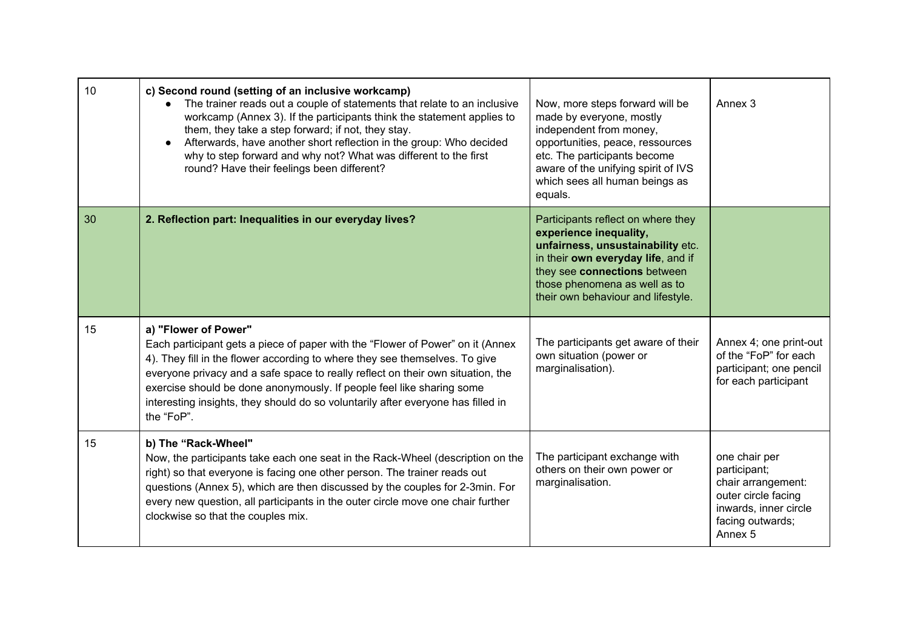| | | | |
|---|---|---|---|
| 10 | **c) Second round (setting of an inclusive workcamp)**<br>• The trainer reads out a couple of statements that relate to an inclusive workcamp (Annex 3). If the participants think the statement applies to them, they take a step forward; if not, they stay.<br>• Afterwards, have another short reflection in the group: Who decided why to step forward and why not? What was different to the first round? Have their feelings been different? | Now, more steps forward will be made by everyone, mostly independent from money, opportunities, peace, ressources etc. The participants become aware of the unifying spirit of IVS which sees all human beings as equals. | Annex 3 |
| 30 | **2. Reflection part: Inequalities in our everyday lives?** | Participants reflect on where they **experience inequality, unfairness, unsustainability** etc. in their **own everyday life**, and if they see **connections** between those phenomena as well as to their own behaviour and lifestyle. | |
| 15 | **a) "Flower of Power"**<br>Each participant gets a piece of paper with the "Flower of Power" on it (Annex 4). They fill in the flower according to where they see themselves. To give everyone privacy and a safe space to really reflect on their own situation, the exercise should be done anonymously. If people feel like sharing some interesting insights, they should do so voluntarily after everyone has filled in the "FoP". | The participants get aware of their own situation (power or marginalisation). | Annex 4; one print-out of the "FoP" for each participant; one pencil for each participant |
| 15 | **b) The "Rack-Wheel"**<br>Now, the participants take each one seat in the Rack-Wheel (description on the right) so that everyone is facing one other person. The trainer reads out questions (Annex 5), which are then discussed by the couples for 2-3min. For every new question, all participants in the outer circle move one chair further clockwise so that the couples mix. | The participant exchange with others on their own power or marginalisation. | one chair per participant;<br>chair arrangement: outer circle facing inwards, inner circle facing outwards;<br>Annex 5 |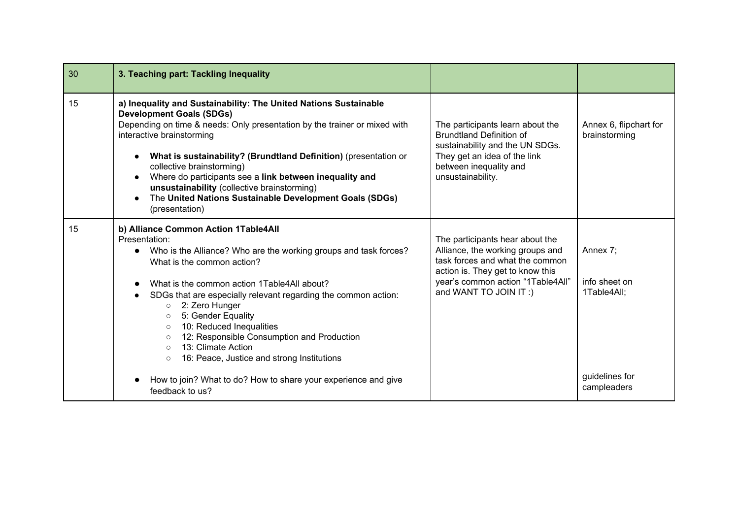| | | | |
|---|---|---|---|
| 30 | **3. Teaching part: Tackling Inequality** | | |
| 15 | **a) Inequality and Sustainability: The United Nations Sustainable Development Goals (SDGs)**<br>Depending on time & needs: Only presentation by the trainer or mixed with interactive brainstorming<br>• **What is sustainability? (Brundtland Definition)** (presentation or collective brainstorming)<br>• Where do participants see a **link between inequality and unsustainability** (collective brainstorming)<br>• The **United Nations Sustainable Development Goals (SDGs)** (presentation) | The participants learn about the Brundtland Definition of sustainability and the UN SDGs. They get an idea of the link between inequality and unsustainability. | Annex 6, flipchart for brainstorming |
| 15 | **b) Alliance Common Action 1Table4All**<br>Presentation:<br>• Who is the Alliance? Who are the working groups and task forces? What is the common action?<br>• What is the common action 1Table4All about?<br>• SDGs that are especially relevant regarding the common action:<br>  ○ 2: Zero Hunger<br>  ○ 5: Gender Equality<br>  ○ 10: Reduced Inequalities<br>  ○ 12: Responsible Consumption and Production<br>  ○ 13: Climate Action<br>  ○ 16: Peace, Justice and strong Institutions<br>• How to join? What to do? How to share your experience and give feedback to us? | The participants hear about the Alliance, the working groups and task forces and what the common action is. They get to know this year's common action "1Table4All" and WANT TO JOIN IT :) | Annex 7;<br><br>info sheet on 1Table4All;<br><br>guidelines for campleaders |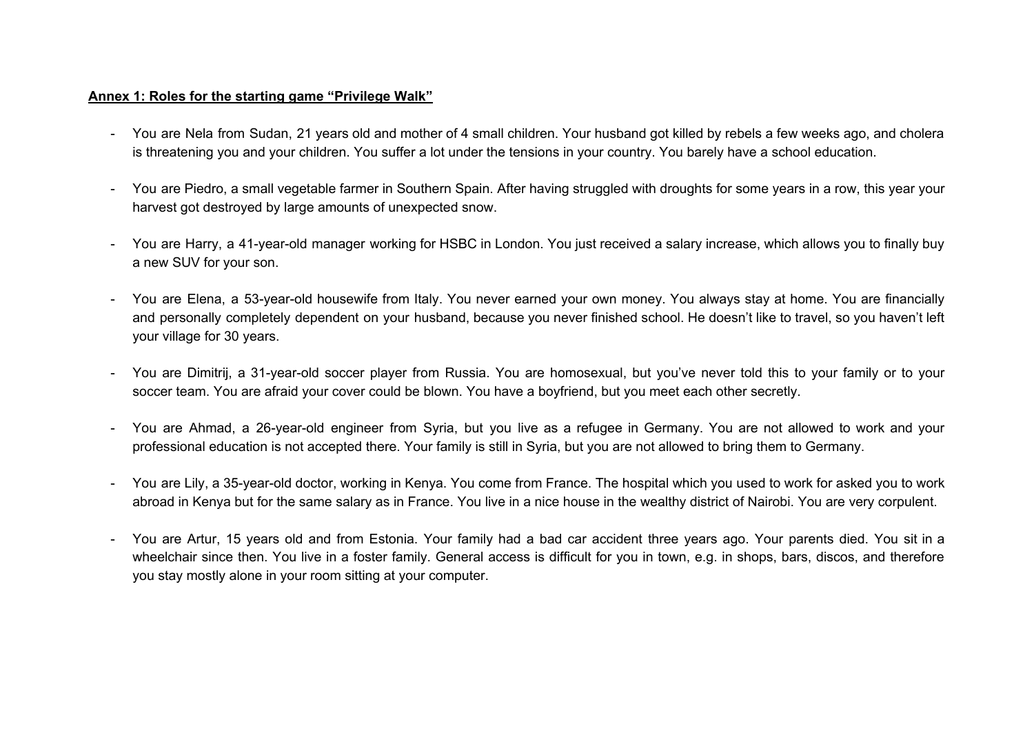**Annex 1: Roles for the starting game "Privilege Walk"**

- You are Nela from Sudan, 21 years old and mother of 4 small children. Your husband got killed by rebels a few weeks ago, and cholera is threatening you and your children. You suffer a lot under the tensions in your country. You barely have a school education.

- You are Piedro, a small vegetable farmer in Southern Spain. After having struggled with droughts for some years in a row, this year your harvest got destroyed by large amounts of unexpected snow.

- You are Harry, a 41-year-old manager working for HSBC in London. You just received a salary increase, which allows you to finally buy a new SUV for your son.

- You are Elena, a 53-year-old housewife from Italy. You never earned your own money. You always stay at home. You are financially and personally completely dependent on your husband, because you never finished school. He doesn't like to travel, so you haven't left your village for 30 years.

- You are Dimitrij, a 31-year-old soccer player from Russia. You are homosexual, but you've never told this to your family or to your soccer team. You are afraid your cover could be blown. You have a boyfriend, but you meet each other secretly.

- You are Ahmad, a 26-year-old engineer from Syria, but you live as a refugee in Germany. You are not allowed to work and your professional education is not accepted there. Your family is still in Syria, but you are not allowed to bring them to Germany.

- You are Lily, a 35-year-old doctor, working in Kenya. You come from France. The hospital which you used to work for asked you to work abroad in Kenya but for the same salary as in France. You live in a nice house in the wealthy district of Nairobi. You are very corpulent.

- You are Artur, 15 years old and from Estonia. Your family had a bad car accident three years ago. Your parents died. You sit in a wheelchair since then. You live in a foster family. General access is difficult for you in town, e.g. in shops, bars, discos, and therefore you stay mostly alone in your room sitting at your computer.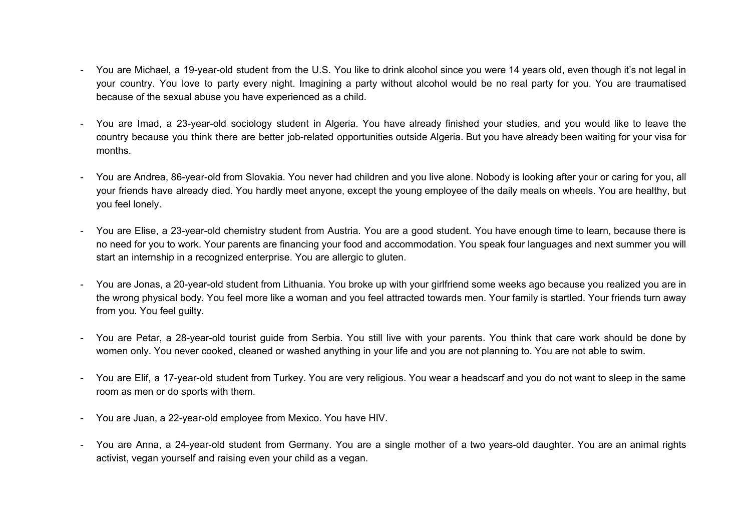- You are Michael, a 19-year-old student from the U.S. You like to drink alcohol since you were 14 years old, even though it's not legal in your country. You love to party every night. Imagining a party without alcohol would be no real party for you. You are traumatised because of the sexual abuse you have experienced as a child.

- You are Imad, a 23-year-old sociology student in Algeria. You have already finished your studies, and you would like to leave the country because you think there are better job-related opportunities outside Algeria. But you have already been waiting for your visa for months.

- You are Andrea, 86-year-old from Slovakia. You never had children and you live alone. Nobody is looking after your or caring for you, all your friends have already died. You hardly meet anyone, except the young employee of the daily meals on wheels. You are healthy, but you feel lonely.

- You are Elise, a 23-year-old chemistry student from Austria. You are a good student. You have enough time to learn, because there is no need for you to work. Your parents are financing your food and accommodation. You speak four languages and next summer you will start an internship in a recognized enterprise. You are allergic to gluten.

- You are Jonas, a 20-year-old student from Lithuania. You broke up with your girlfriend some weeks ago because you realized you are in the wrong physical body. You feel more like a woman and you feel attracted towards men. Your family is startled. Your friends turn away from you. You feel guilty.

- You are Petar, a 28-year-old tourist guide from Serbia. You still live with your parents. You think that care work should be done by women only. You never cooked, cleaned or washed anything in your life and you are not planning to. You are not able to swim.

- You are Elif, a 17-year-old student from Turkey. You are very religious. You wear a headscarf and you do not want to sleep in the same room as men or do sports with them.

- You are Juan, a 22-year-old employee from Mexico. You have HIV.

- You are Anna, a 24-year-old student from Germany. You are a single mother of a two years-old daughter. You are an animal rights activist, vegan yourself and raising even your child as a vegan.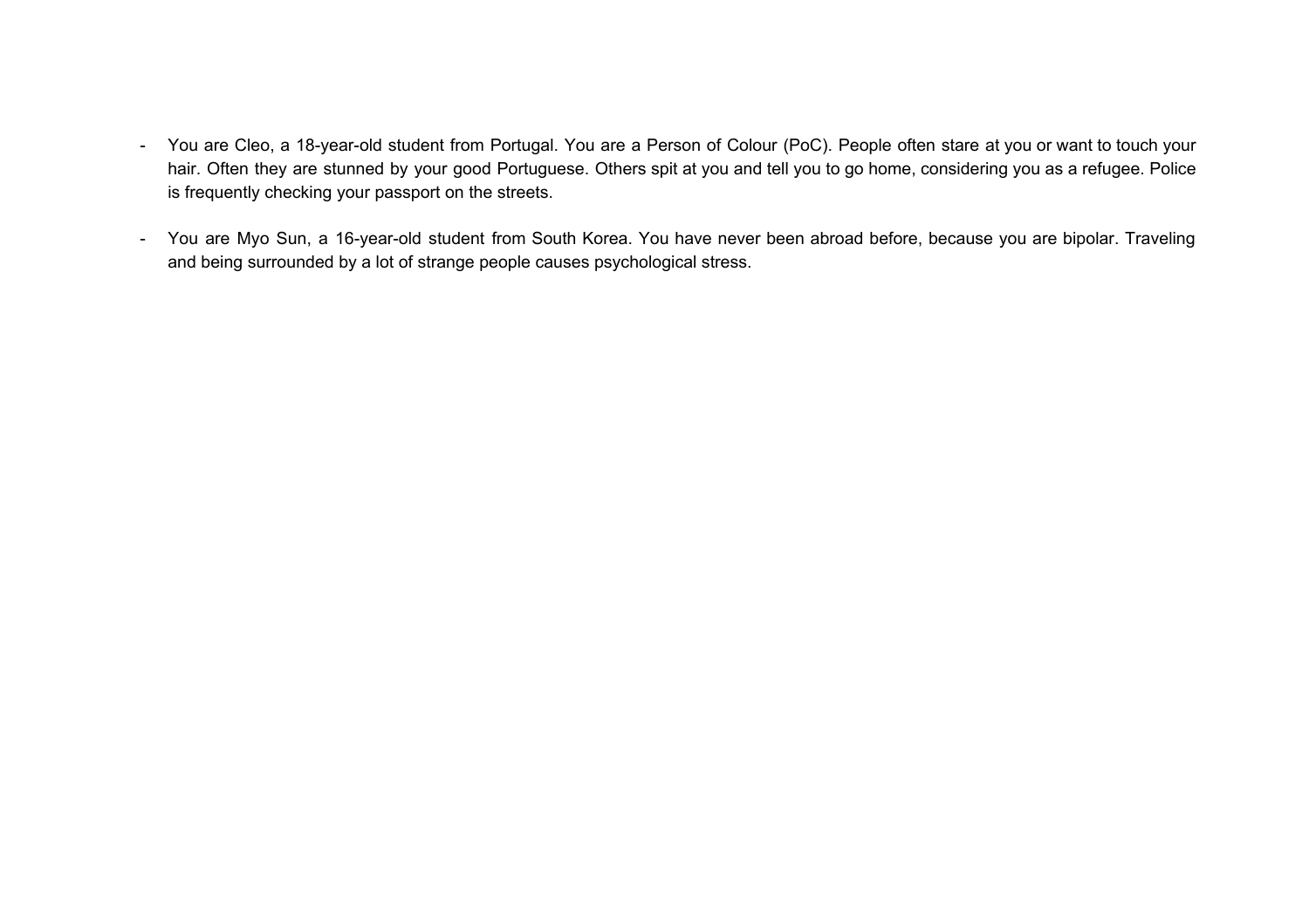- You are Cleo, a 18-year-old student from Portugal. You are a Person of Colour (PoC). People often stare at you or want to touch your hair. Often they are stunned by your good Portuguese. Others spit at you and tell you to go home, considering you as a refugee. Police is frequently checking your passport on the streets.

- You are Myo Sun, a 16-year-old student from South Korea. You have never been abroad before, because you are bipolar. Traveling and being surrounded by a lot of strange people causes psychological stress.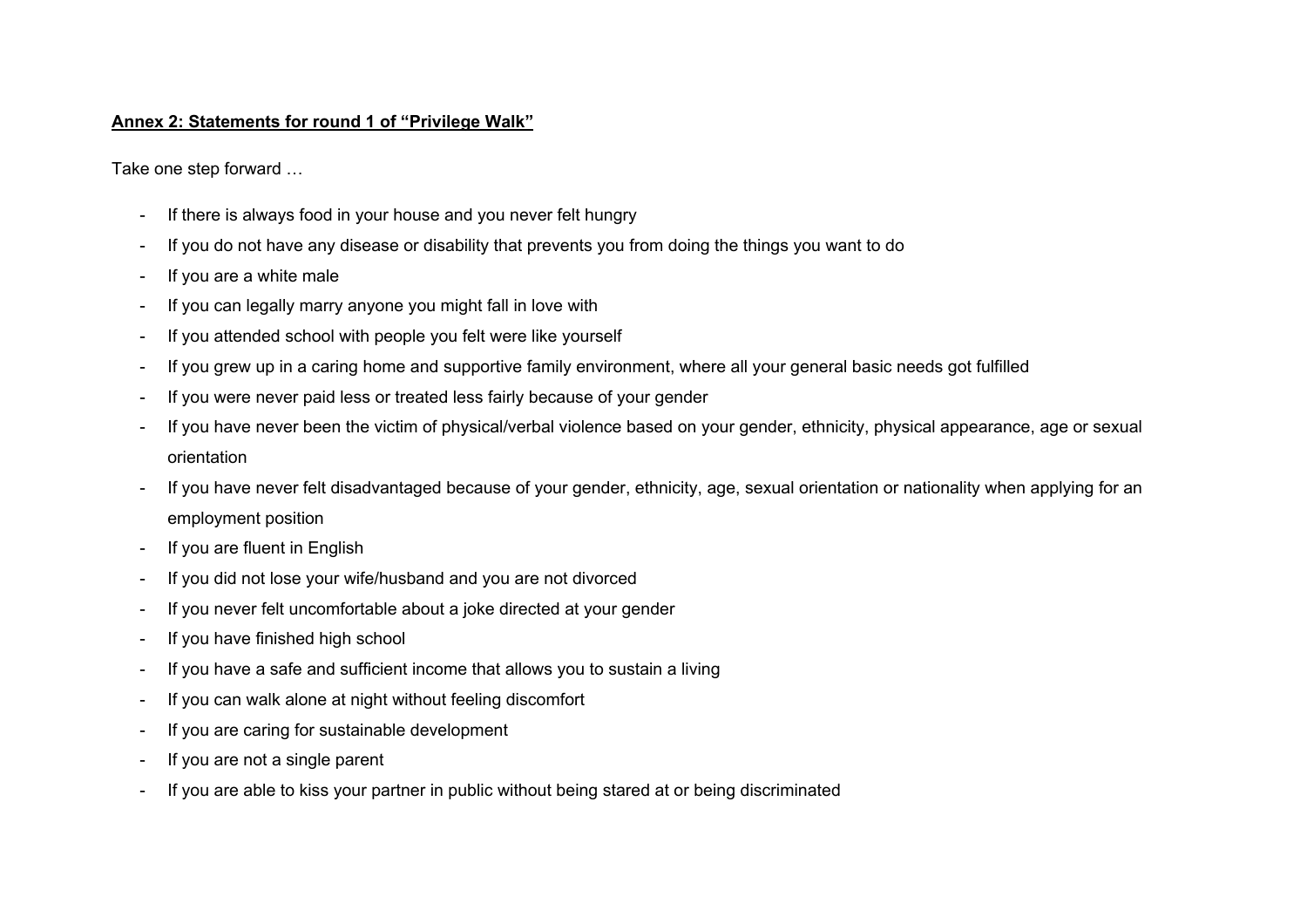**Annex 2: Statements for round 1 of "Privilege Walk"**

Take one step forward …

- If there is always food in your house and you never felt hungry
- If you do not have any disease or disability that prevents you from doing the things you want to do
- If you are a white male
- If you can legally marry anyone you might fall in love with
- If you attended school with people you felt were like yourself
- If you grew up in a caring home and supportive family environment, where all your general basic needs got fulfilled
- If you were never paid less or treated less fairly because of your gender
- If you have never been the victim of physical/verbal violence based on your gender, ethnicity, physical appearance, age or sexual orientation
- If you have never felt disadvantaged because of your gender, ethnicity, age, sexual orientation or nationality when applying for an employment position
- If you are fluent in English
- If you did not lose your wife/husband and you are not divorced
- If you never felt uncomfortable about a joke directed at your gender
- If you have finished high school
- If you have a safe and sufficient income that allows you to sustain a living
- If you can walk alone at night without feeling discomfort
- If you are caring for sustainable development
- If you are not a single parent
- If you are able to kiss your partner in public without being stared at or being discriminated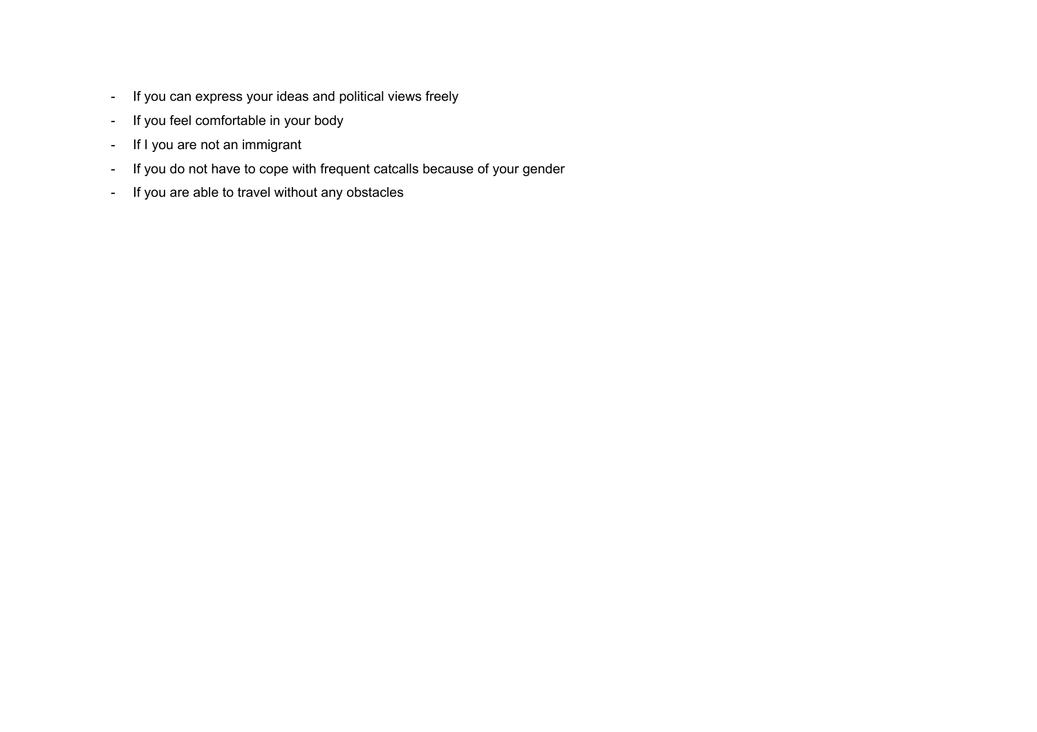- If you can express your ideas and political views freely
- If you feel comfortable in your body
- If I you are not an immigrant
- If you do not have to cope with frequent catcalls because of your gender
- If you are able to travel without any obstacles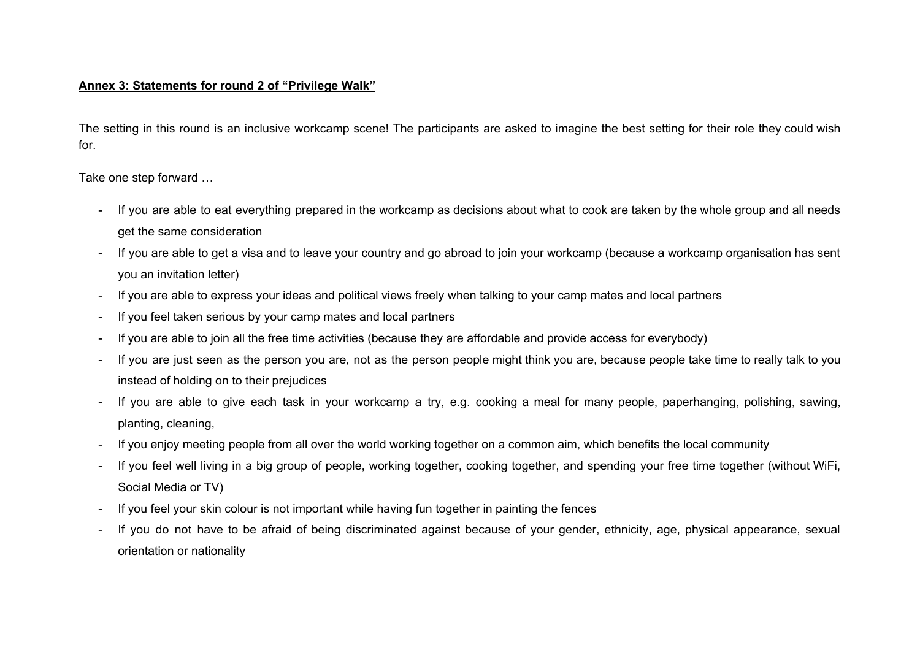**Annex 3: Statements for round 2 of "Privilege Walk"**

The setting in this round is an inclusive workcamp scene! The participants are asked to imagine the best setting for their role they could wish for.

Take one step forward …

- If you are able to eat everything prepared in the workcamp as decisions about what to cook are taken by the whole group and all needs get the same consideration
- If you are able to get a visa and to leave your country and go abroad to join your workcamp (because a workcamp organisation has sent you an invitation letter)
- If you are able to express your ideas and political views freely when talking to your camp mates and local partners
- If you feel taken serious by your camp mates and local partners
- If you are able to join all the free time activities (because they are affordable and provide access for everybody)
- If you are just seen as the person you are, not as the person people might think you are, because people take time to really talk to you instead of holding on to their prejudices
- If you are able to give each task in your workcamp a try, e.g. cooking a meal for many people, paperhanging, polishing, sawing, planting, cleaning,
- If you enjoy meeting people from all over the world working together on a common aim, which benefits the local community
- If you feel well living in a big group of people, working together, cooking together, and spending your free time together (without WiFi, Social Media or TV)
- If you feel your skin colour is not important while having fun together in painting the fences
- If you do not have to be afraid of being discriminated against because of your gender, ethnicity, age, physical appearance, sexual orientation or nationality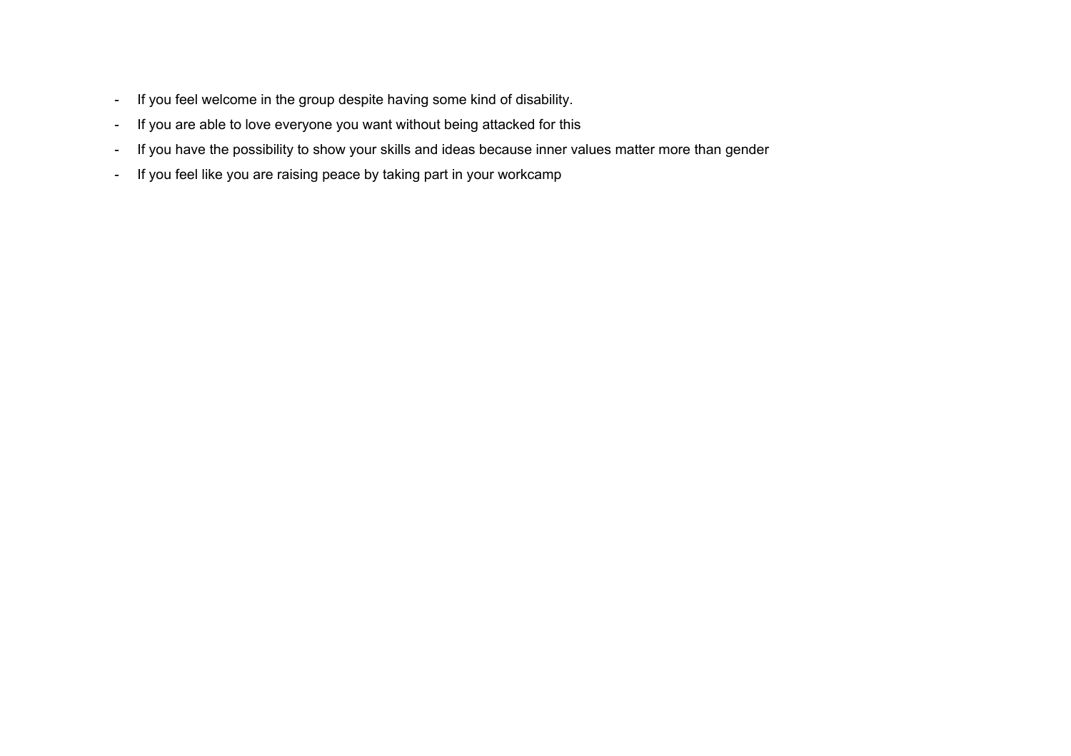- If you feel welcome in the group despite having some kind of disability.
- If you are able to love everyone you want without being attacked for this
- If you have the possibility to show your skills and ideas because inner values matter more than gender
- If you feel like you are raising peace by taking part in your workcamp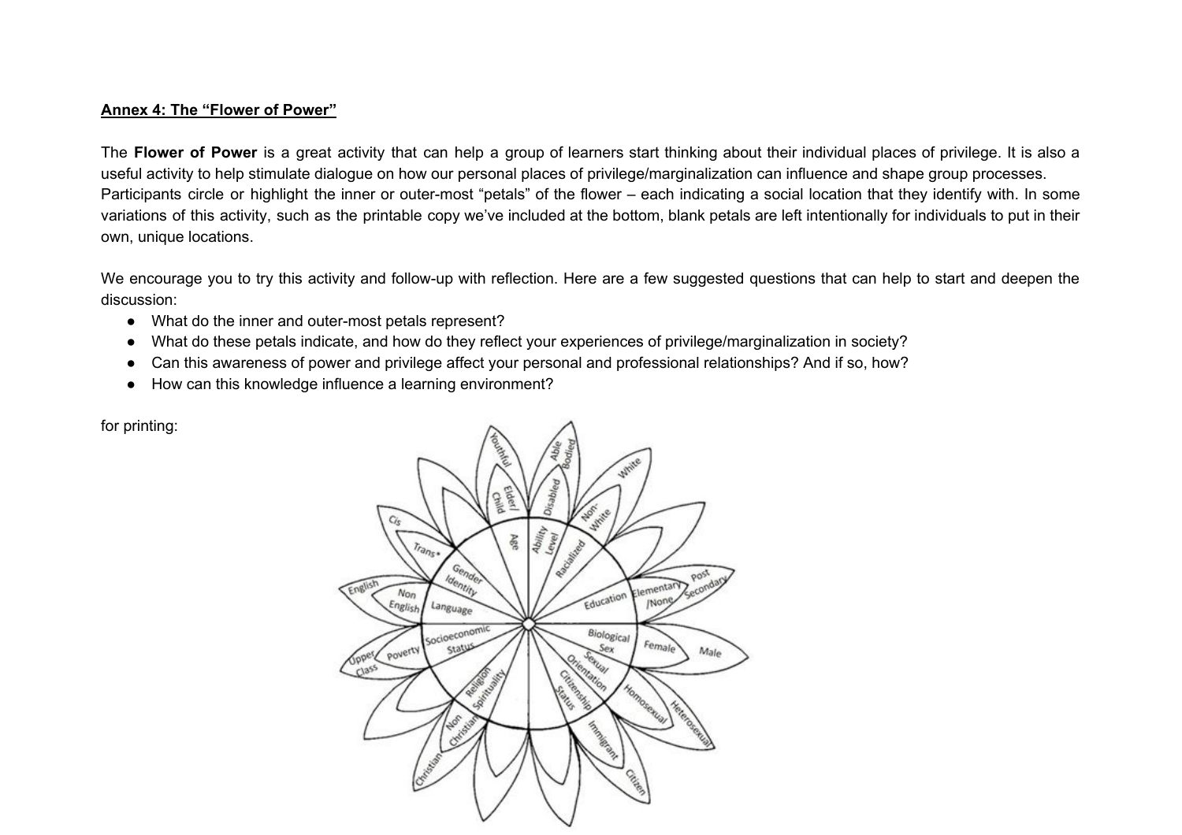**Annex 4: The "Flower of Power"**

The **Flower of Power** is a great activity that can help a group of learners start thinking about their individual places of privilege. It is also a useful activity to help stimulate dialogue on how our personal places of privilege/marginalization can influence and shape group processes. Participants circle or highlight the inner or outer-most "petals" of the flower – each indicating a social location that they identify with. In some variations of this activity, such as the printable copy we've included at the bottom, blank petals are left intentionally for individuals to put in their own, unique locations.

We encourage you to try this activity and follow-up with reflection. Here are a few suggested questions that can help to start and deepen the discussion:

- What do the inner and outer-most petals represent?
- What do these petals indicate, and how do they reflect your experiences of privilege/marginalization in society?
- Can this awareness of power and privilege affect your personal and professional relationships? And if so, how?
- How can this knowledge influence a learning environment?

for printing:

Age
Youthful
Elder/Child
Ability Level
Able Bodied
Disabled
Racialized
White
Non-White
Education
Post Secondary
Elementary/None
Biological Sex
Male
Female
Sexual Orientation
Heterosexual
Homosexual
Citizenship Status
Citizen
Immigrant
Religion Spirituality
Christian
Non Christian
Socioeconomic Status
Upper Class
Poverty
Language
English
Non English
Gender Identity
Cis
Trans*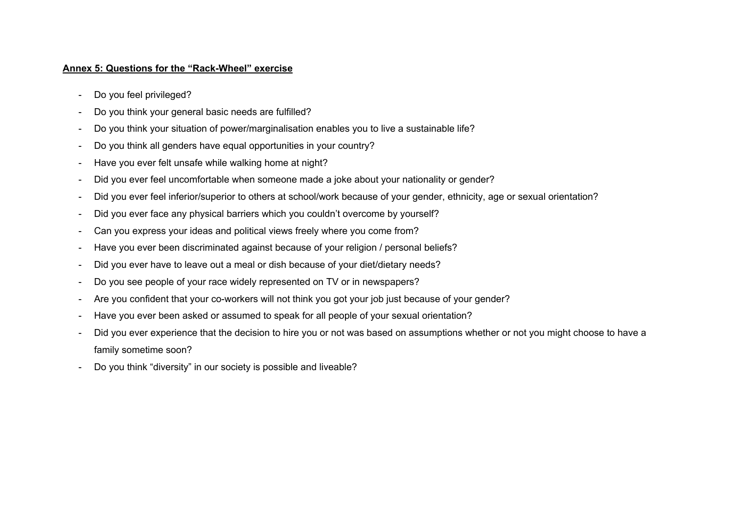**Annex 5: Questions for the "Rack-Wheel" exercise**

- Do you feel privileged?
- Do you think your general basic needs are fulfilled?
- Do you think your situation of power/marginalisation enables you to live a sustainable life?
- Do you think all genders have equal opportunities in your country?
- Have you ever felt unsafe while walking home at night?
- Did you ever feel uncomfortable when someone made a joke about your nationality or gender?
- Did you ever feel inferior/superior to others at school/work because of your gender, ethnicity, age or sexual orientation?
- Did you ever face any physical barriers which you couldn't overcome by yourself?
- Can you express your ideas and political views freely where you come from?
- Have you ever been discriminated against because of your religion / personal beliefs?
- Did you ever have to leave out a meal or dish because of your diet/dietary needs?
- Do you see people of your race widely represented on TV or in newspapers?
- Are you confident that your co-workers will not think you got your job just because of your gender?
- Have you ever been asked or assumed to speak for all people of your sexual orientation?
- Did you ever experience that the decision to hire you or not was based on assumptions whether or not you might choose to have a family sometime soon?
- Do you think "diversity" in our society is possible and liveable?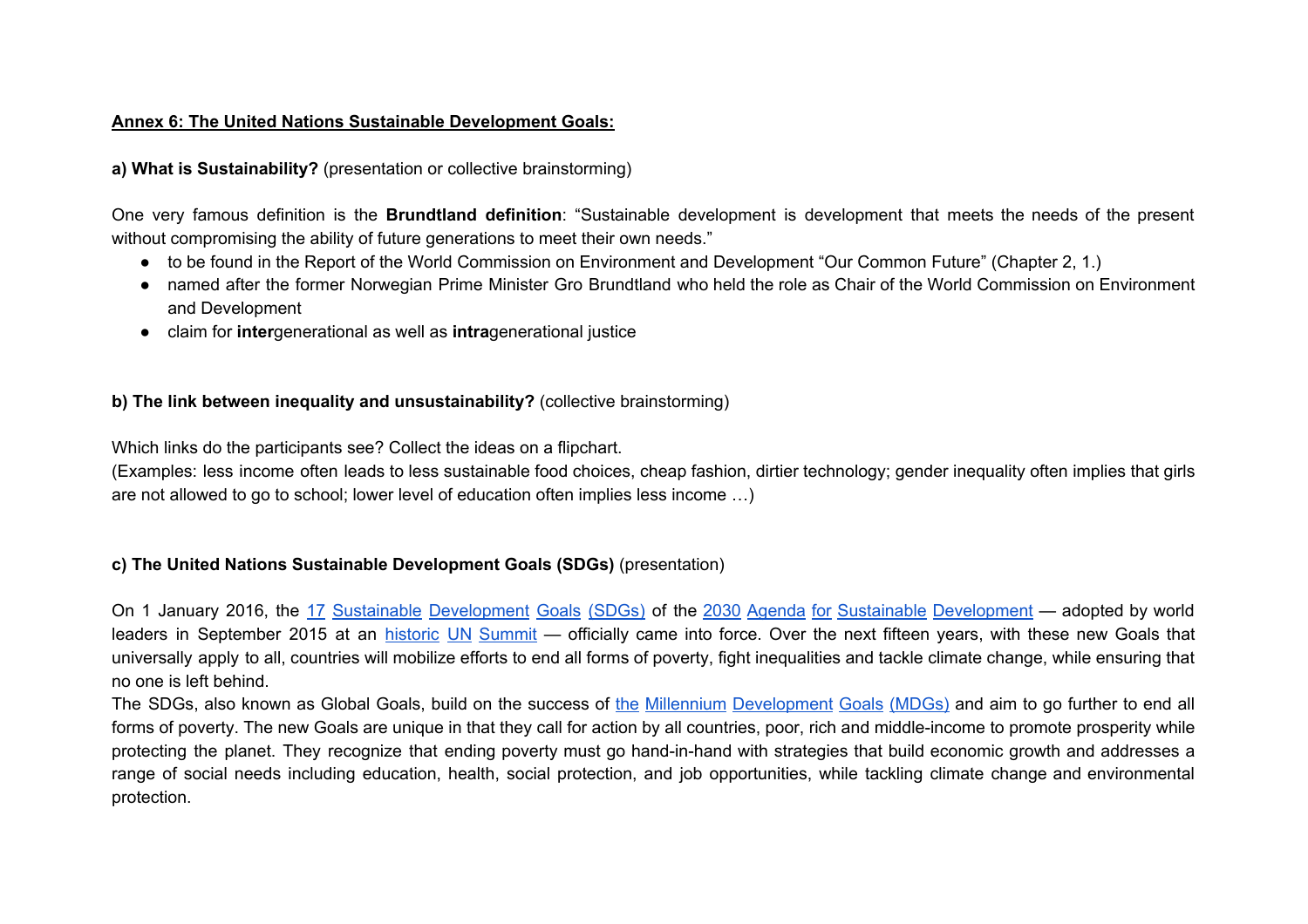**Annex 6: The United Nations Sustainable Development Goals:**

**a) What is Sustainability?** (presentation or collective brainstorming)

One very famous definition is the **Brundtland definition**: "Sustainable development is development that meets the needs of the present without compromising the ability of future generations to meet their own needs."

- to be found in the Report of the World Commission on Environment and Development "Our Common Future" (Chapter 2, 1.)
- named after the former Norwegian Prime Minister Gro Brundtland who held the role as Chair of the World Commission on Environment and Development
- claim for **inter**generational as well as **intra**generational justice

**b) The link between inequality and unsustainability?** (collective brainstorming)

Which links do the participants see? Collect the ideas on a flipchart.
(Examples: less income often leads to less sustainable food choices, cheap fashion, dirtier technology; gender inequality often implies that girls are not allowed to go to school; lower level of education often implies less income …)

**c) The United Nations Sustainable Development Goals (SDGs)** (presentation)

On 1 January 2016, the 17 Sustainable Development Goals (SDGs) of the 2030 Agenda for Sustainable Development — adopted by world leaders in September 2015 at an historic UN Summit — officially came into force. Over the next fifteen years, with these new Goals that universally apply to all, countries will mobilize efforts to end all forms of poverty, fight inequalities and tackle climate change, while ensuring that no one is left behind.
The SDGs, also known as Global Goals, build on the success of the Millennium Development Goals (MDGs) and aim to go further to end all forms of poverty. The new Goals are unique in that they call for action by all countries, poor, rich and middle-income to promote prosperity while protecting the planet. They recognize that ending poverty must go hand-in-hand with strategies that build economic growth and addresses a range of social needs including education, health, social protection, and job opportunities, while tackling climate change and environmental protection.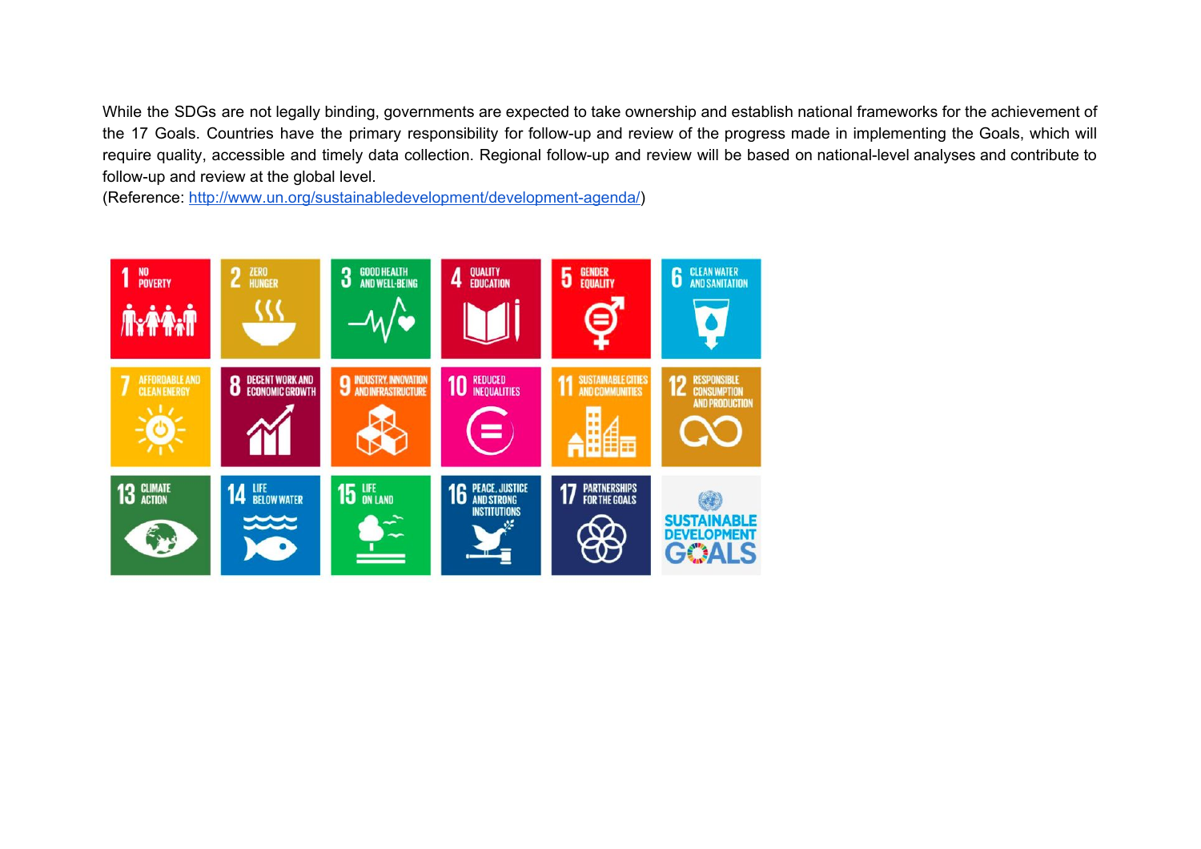While the SDGs are not legally binding, governments are expected to take ownership and establish national frameworks for the achievement of the 17 Goals. Countries have the primary responsibility for follow-up and review of the progress made in implementing the Goals, which will require quality, accessible and timely data collection. Regional follow-up and review will be based on national-level analyses and contribute to follow-up and review at the global level.
(Reference: [http://www.un.org/sustainabledevelopment/development-agenda/](http://www.un.org/sustainabledevelopment/development-agenda/))

1 NO POVERTY
2 ZERO HUNGER
3 GOOD HEALTH AND WELL-BEING
4 QUALITY EDUCATION
5 GENDER EQUALITY
6 CLEAN WATER AND SANITATION
7 AFFORDABLE AND CLEAN ENERGY
8 DECENT WORK AND ECONOMIC GROWTH
9 INDUSTRY, INNOVATION AND INFRASTRUCTURE
10 REDUCED INEQUALITIES
11 SUSTAINABLE CITIES AND COMMUNITIES
12 RESPONSIBLE CONSUMPTION AND PRODUCTION
13 CLIMATE ACTION
14 LIFE BELOW WATER
15 LIFE ON LAND
16 PEACE, JUSTICE AND STRONG INSTITUTIONS
17 PARTNERSHIPS FOR THE GOALS
SUSTAINABLE DEVELOPMENT GOALS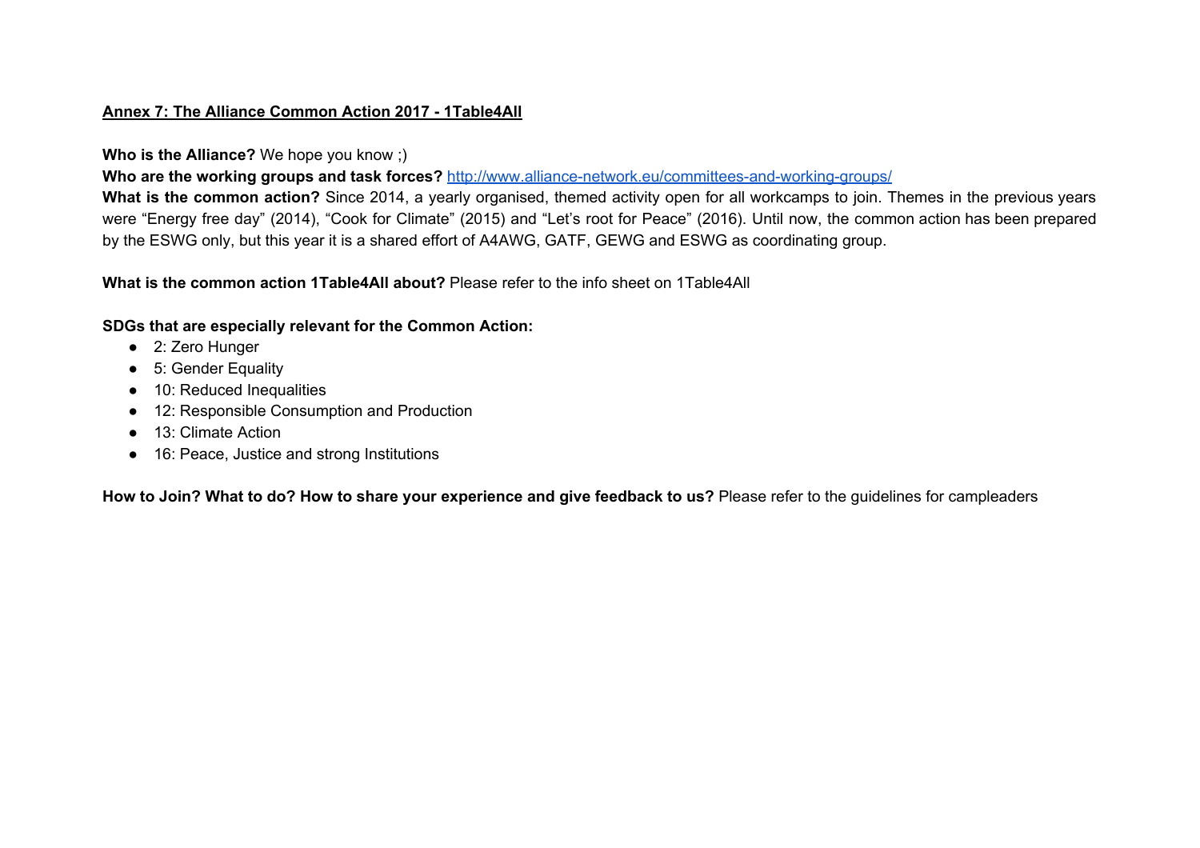## Annex 7: The Alliance Common Action 2017 - 1Table4All

**Who is the Alliance?** We hope you know ;)

**Who are the working groups and task forces?** http://www.alliance-network.eu/committees-and-working-groups/

**What is the common action?** Since 2014, a yearly organised, themed activity open for all workcamps to join. Themes in the previous years were "Energy free day" (2014), "Cook for Climate" (2015) and "Let's root for Peace" (2016). Until now, the common action has been prepared by the ESWG only, but this year it is a shared effort of A4AWG, GATF, GEWG and ESWG as coordinating group.

**What is the common action 1Table4All about?** Please refer to the info sheet on 1Table4All

**SDGs that are especially relevant for the Common Action:**

- 2: Zero Hunger
- 5: Gender Equality
- 10: Reduced Inequalities
- 12: Responsible Consumption and Production
- 13: Climate Action
- 16: Peace, Justice and strong Institutions

**How to Join? What to do? How to share your experience and give feedback to us?** Please refer to the guidelines for campleaders